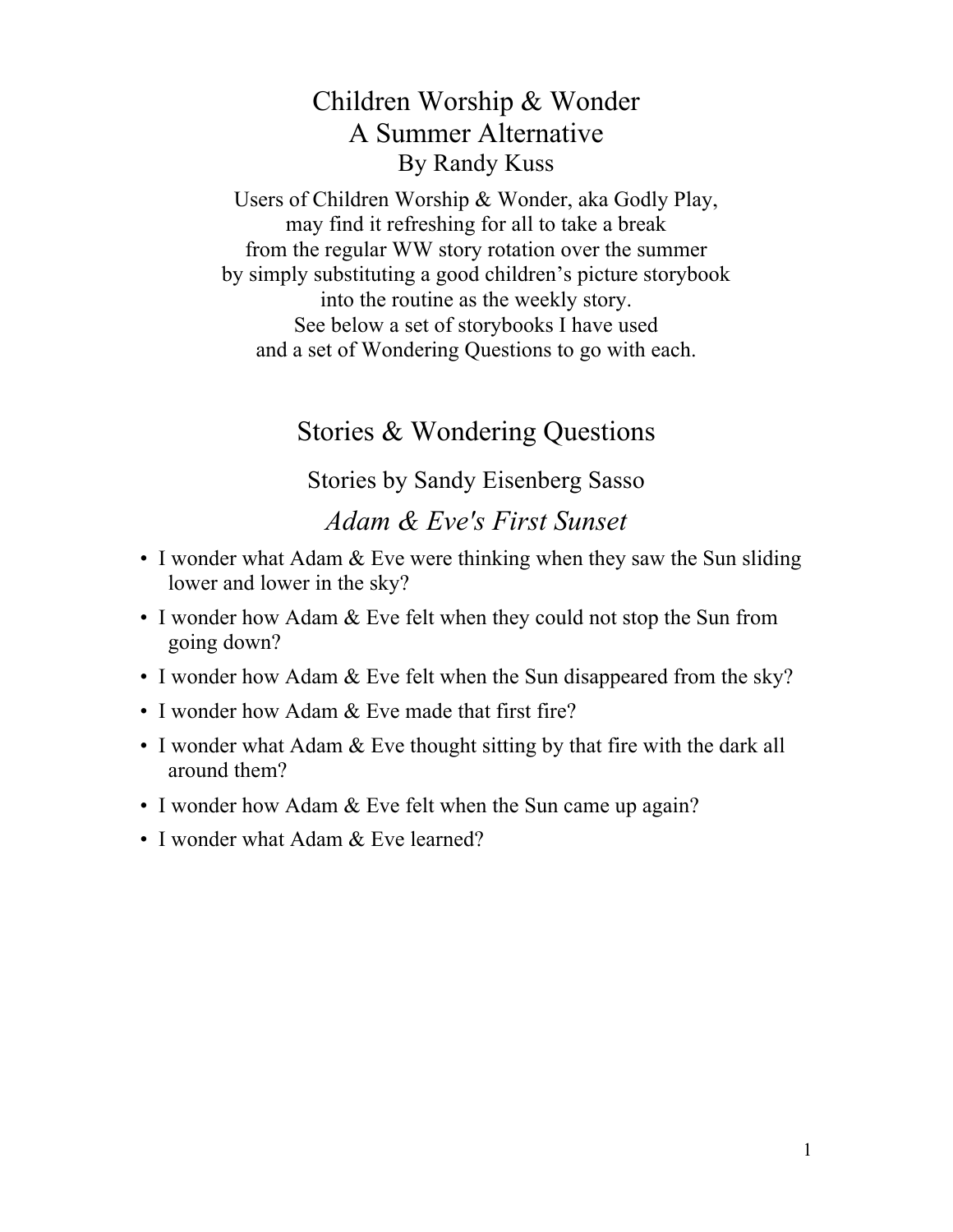# Children Worship & Wonder
# A Summer Alternative

By Randy Kuss

Users of Children Worship & Wonder, aka Godly Play,
may find it refreshing for all to take a break
from the regular WW story rotation over the summer
by simply substituting a good children's picture storybook
into the routine as the weekly story.
See below a set of storybooks I have used
and a set of Wondering Questions to go with each.

## Stories & Wondering Questions

### Stories by Sandy Eisenberg Sasso

### *Adam & Eve's First Sunset*

- I wonder what Adam & Eve were thinking when they saw the Sun sliding lower and lower in the sky?
- I wonder how Adam & Eve felt when they could not stop the Sun from going down?
- I wonder how Adam & Eve felt when the Sun disappeared from the sky?
- I wonder how Adam & Eve made that first fire?
- I wonder what Adam & Eve thought sitting by that fire with the dark all around them?
- I wonder how Adam & Eve felt when the Sun came up again?
- I wonder what Adam & Eve learned?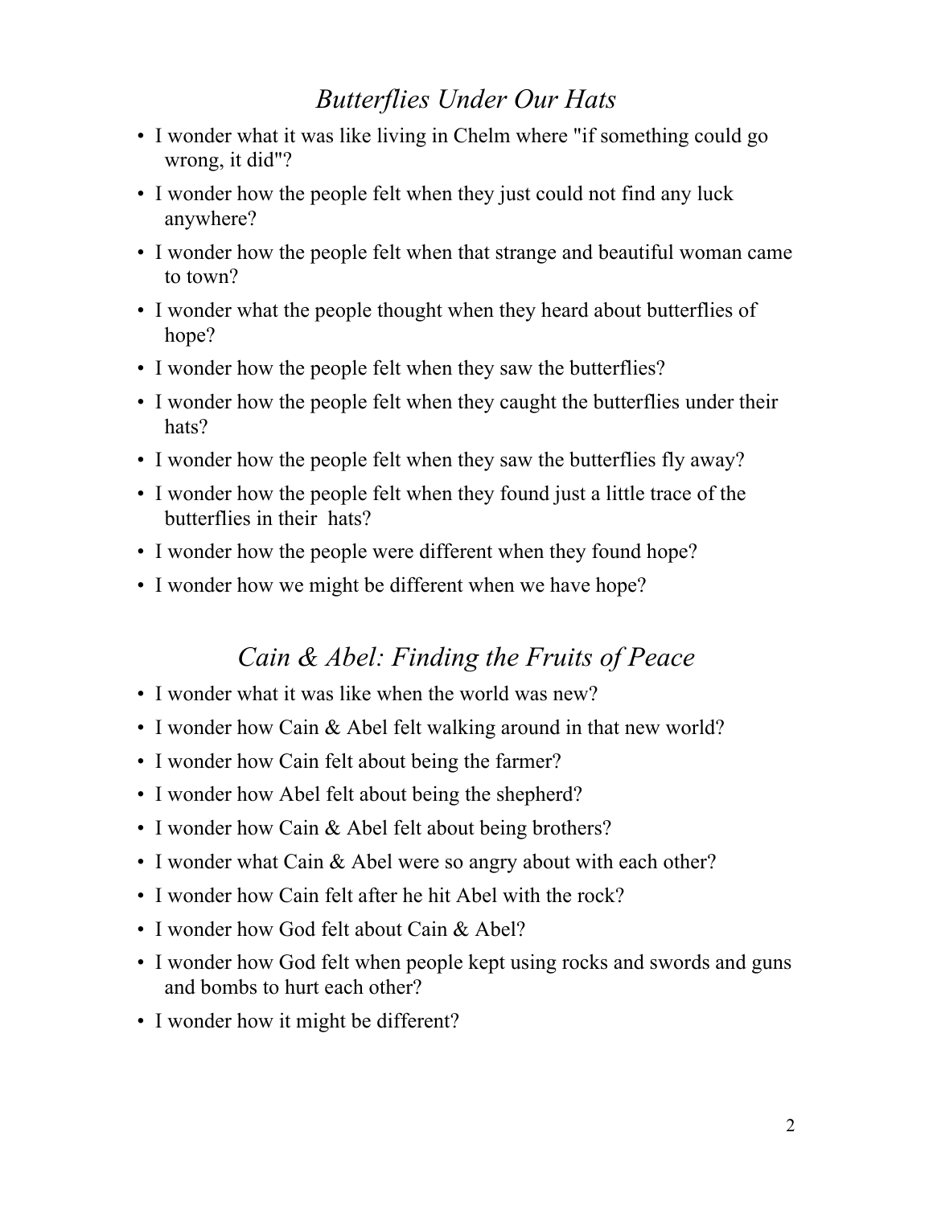## *Butterflies Under Our Hats*

- I wonder what it was like living in Chelm where "if something could go wrong, it did"?
- I wonder how the people felt when they just could not find any luck anywhere?
- I wonder how the people felt when that strange and beautiful woman came to town?
- I wonder what the people thought when they heard about butterflies of hope?
- I wonder how the people felt when they saw the butterflies?
- I wonder how the people felt when they caught the butterflies under their hats?
- I wonder how the people felt when they saw the butterflies fly away?
- I wonder how the people felt when they found just a little trace of the butterflies in their hats?
- I wonder how the people were different when they found hope?
- I wonder how we might be different when we have hope?

## *Cain & Abel: Finding the Fruits of Peace*

- I wonder what it was like when the world was new?
- I wonder how Cain & Abel felt walking around in that new world?
- I wonder how Cain felt about being the farmer?
- I wonder how Abel felt about being the shepherd?
- I wonder how Cain & Abel felt about being brothers?
- I wonder what Cain & Abel were so angry about with each other?
- I wonder how Cain felt after he hit Abel with the rock?
- I wonder how God felt about Cain & Abel?
- I wonder how God felt when people kept using rocks and swords and guns and bombs to hurt each other?
- I wonder how it might be different?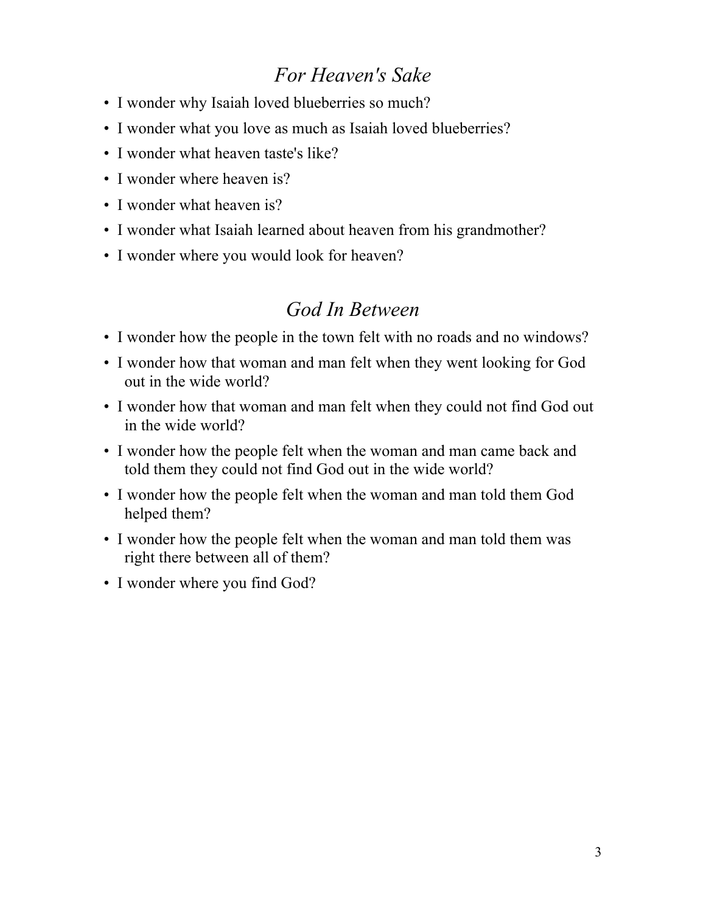## *For Heaven's Sake*

- I wonder why Isaiah loved blueberries so much?
- I wonder what you love as much as Isaiah loved blueberries?
- I wonder what heaven taste's like?
- I wonder where heaven is?
- I wonder what heaven is?
- I wonder what Isaiah learned about heaven from his grandmother?
- I wonder where you would look for heaven?

## *God In Between*

- I wonder how the people in the town felt with no roads and no windows?
- I wonder how that woman and man felt when they went looking for God out in the wide world?
- I wonder how that woman and man felt when they could not find God out in the wide world?
- I wonder how the people felt when the woman and man came back and told them they could not find God out in the wide world?
- I wonder how the people felt when the woman and man told them God helped them?
- I wonder how the people felt when the woman and man told them was right there between all of them?
- I wonder where you find God?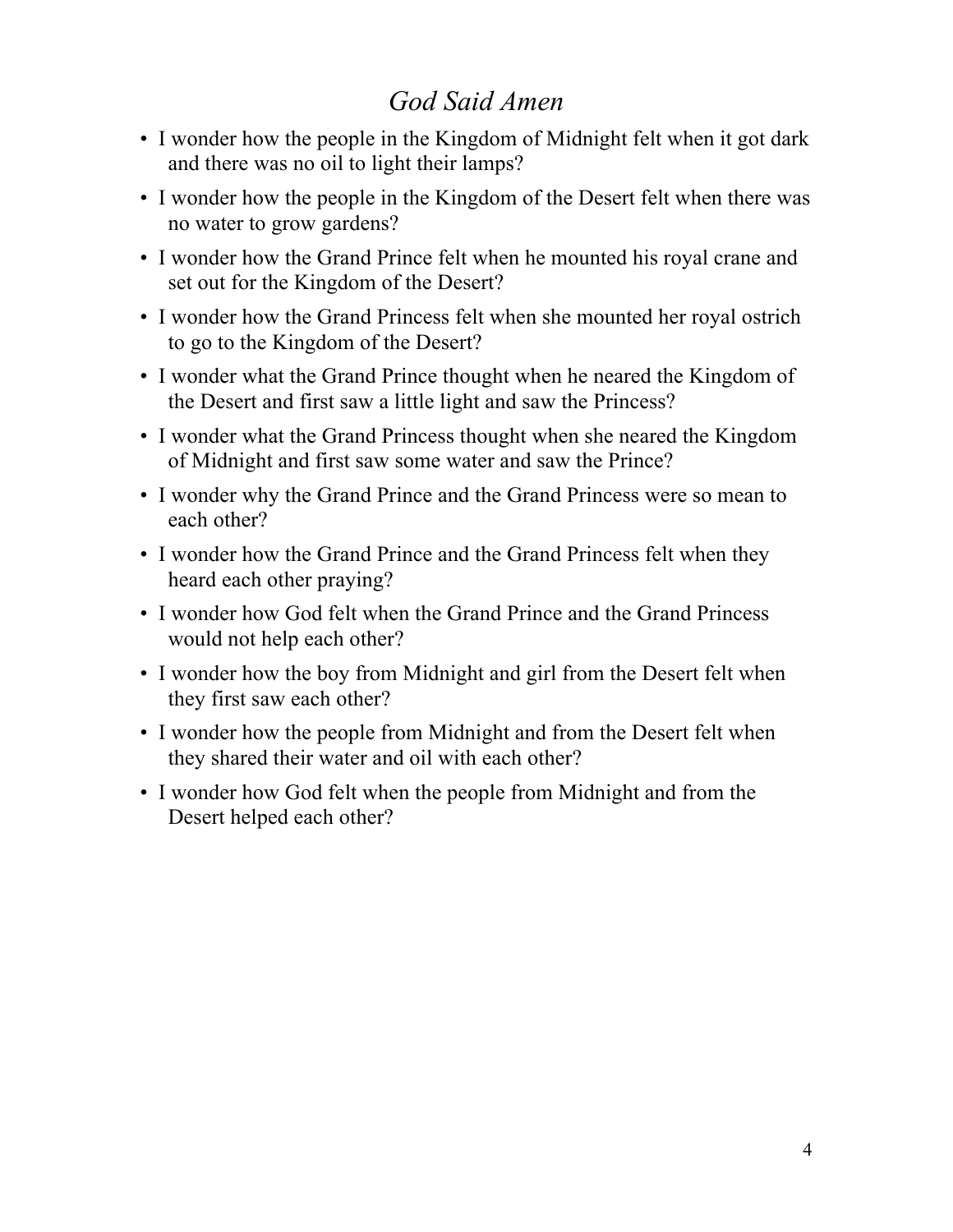# *God Said Amen*

- I wonder how the people in the Kingdom of Midnight felt when it got dark and there was no oil to light their lamps?
- I wonder how the people in the Kingdom of the Desert felt when there was no water to grow gardens?
- I wonder how the Grand Prince felt when he mounted his royal crane and set out for the Kingdom of the Desert?
- I wonder how the Grand Princess felt when she mounted her royal ostrich to go to the Kingdom of the Desert?
- I wonder what the Grand Prince thought when he neared the Kingdom of the Desert and first saw a little light and saw the Princess?
- I wonder what the Grand Princess thought when she neared the Kingdom of Midnight and first saw some water and saw the Prince?
- I wonder why the Grand Prince and the Grand Princess were so mean to each other?
- I wonder how the Grand Prince and the Grand Princess felt when they heard each other praying?
- I wonder how God felt when the Grand Prince and the Grand Princess would not help each other?
- I wonder how the boy from Midnight and girl from the Desert felt when they first saw each other?
- I wonder how the people from Midnight and from the Desert felt when they shared their water and oil with each other?
- I wonder how God felt when the people from Midnight and from the Desert helped each other?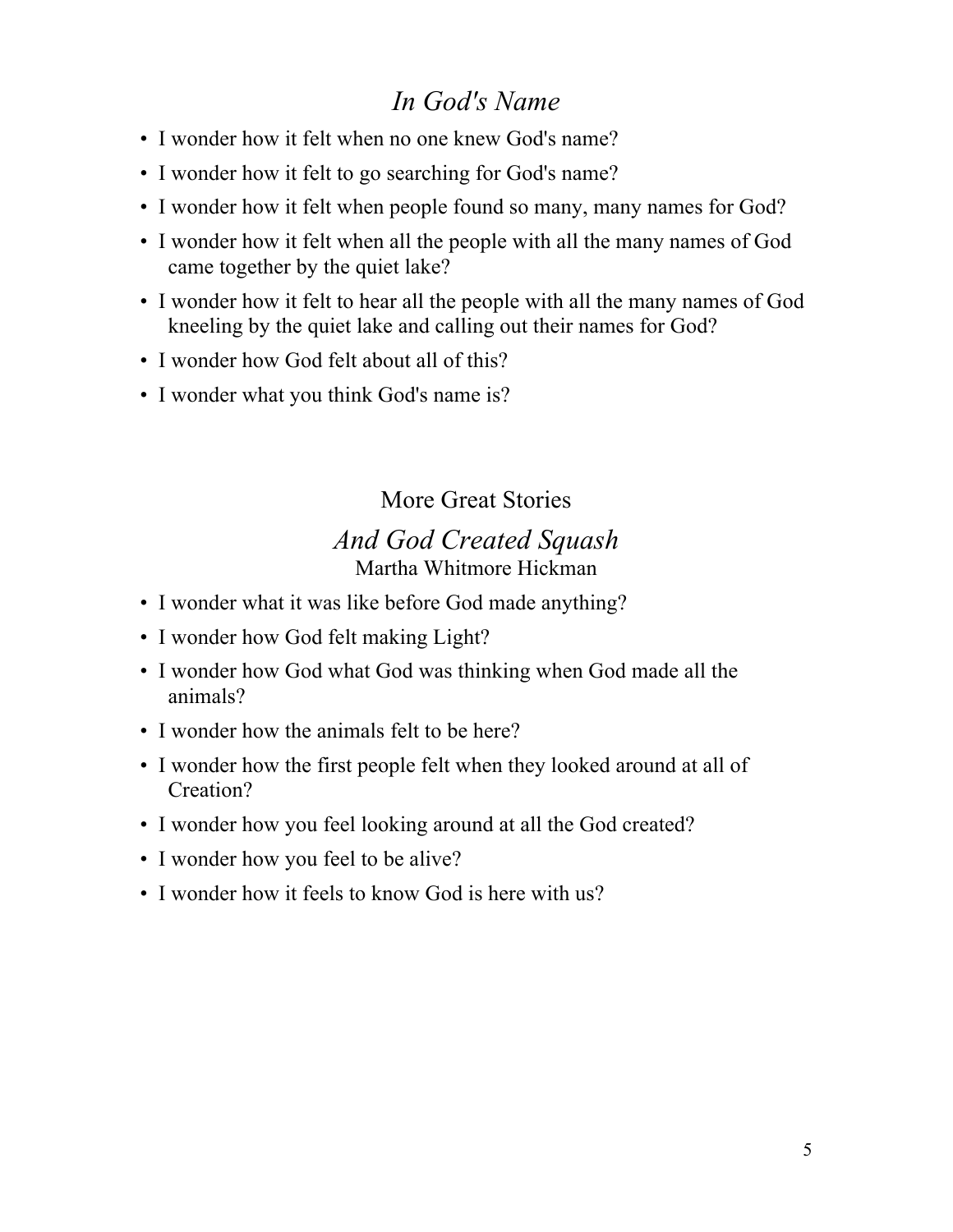## *In God's Name*

- I wonder how it felt when no one knew God's name?
- I wonder how it felt to go searching for God's name?
- I wonder how it felt when people found so many, many names for God?
- I wonder how it felt when all the people with all the many names of God came together by the quiet lake?
- I wonder how it felt to hear all the people with all the many names of God kneeling by the quiet lake and calling out their names for God?
- I wonder how God felt about all of this?
- I wonder what you think God's name is?

More Great Stories

## *And God Created Squash*

Martha Whitmore Hickman

- I wonder what it was like before God made anything?
- I wonder how God felt making Light?
- I wonder how God what God was thinking when God made all the animals?
- I wonder how the animals felt to be here?
- I wonder how the first people felt when they looked around at all of Creation?
- I wonder how you feel looking around at all the God created?
- I wonder how you feel to be alive?
- I wonder how it feels to know God is here with us?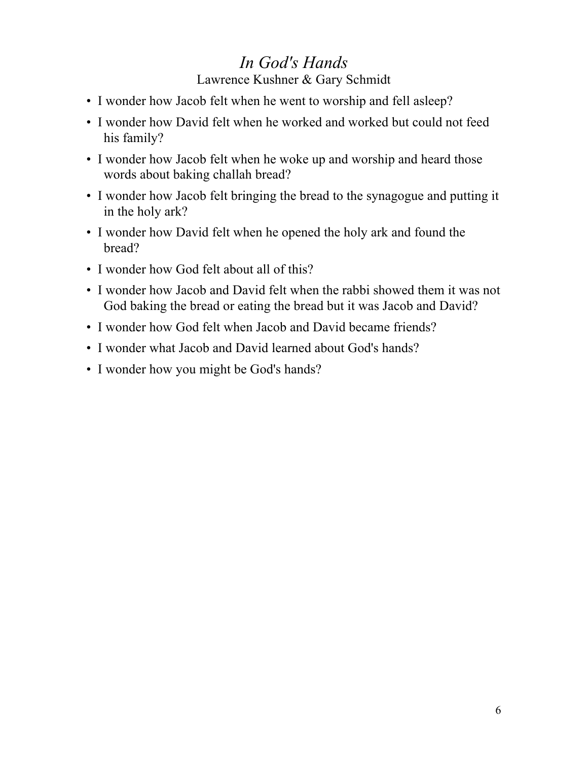# *In God's Hands*

Lawrence Kushner & Gary Schmidt

- I wonder how Jacob felt when he went to worship and fell asleep?
- I wonder how David felt when he worked and worked but could not feed his family?
- I wonder how Jacob felt when he woke up and worship and heard those words about baking challah bread?
- I wonder how Jacob felt bringing the bread to the synagogue and putting it in the holy ark?
- I wonder how David felt when he opened the holy ark and found the bread?
- I wonder how God felt about all of this?
- I wonder how Jacob and David felt when the rabbi showed them it was not God baking the bread or eating the bread but it was Jacob and David?
- I wonder how God felt when Jacob and David became friends?
- I wonder what Jacob and David learned about God's hands?
- I wonder how you might be God's hands?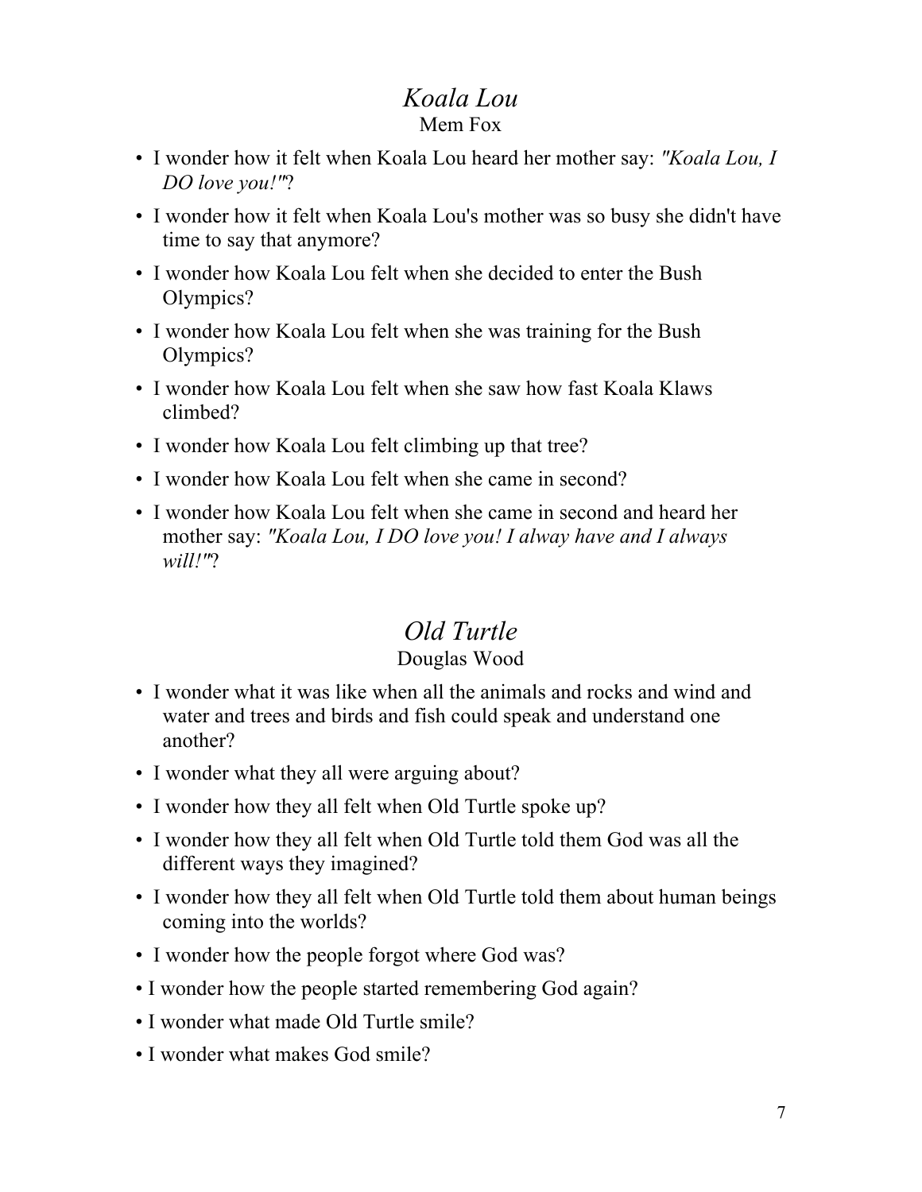## *Koala Lou*

Mem Fox

- I wonder how it felt when Koala Lou heard her mother say: *"Koala Lou, I DO love you!"*?
- I wonder how it felt when Koala Lou's mother was so busy she didn't have time to say that anymore?
- I wonder how Koala Lou felt when she decided to enter the Bush Olympics?
- I wonder how Koala Lou felt when she was training for the Bush Olympics?
- I wonder how Koala Lou felt when she saw how fast Koala Klaws climbed?
- I wonder how Koala Lou felt climbing up that tree?
- I wonder how Koala Lou felt when she came in second?
- I wonder how Koala Lou felt when she came in second and heard her mother say: *"Koala Lou, I DO love you! I alway have and I always will!"*?

## *Old Turtle*

Douglas Wood

- I wonder what it was like when all the animals and rocks and wind and water and trees and birds and fish could speak and understand one another?
- I wonder what they all were arguing about?
- I wonder how they all felt when Old Turtle spoke up?
- I wonder how they all felt when Old Turtle told them God was all the different ways they imagined?
- I wonder how they all felt when Old Turtle told them about human beings coming into the worlds?
- I wonder how the people forgot where God was?
- I wonder how the people started remembering God again?
- I wonder what made Old Turtle smile?
- I wonder what makes God smile?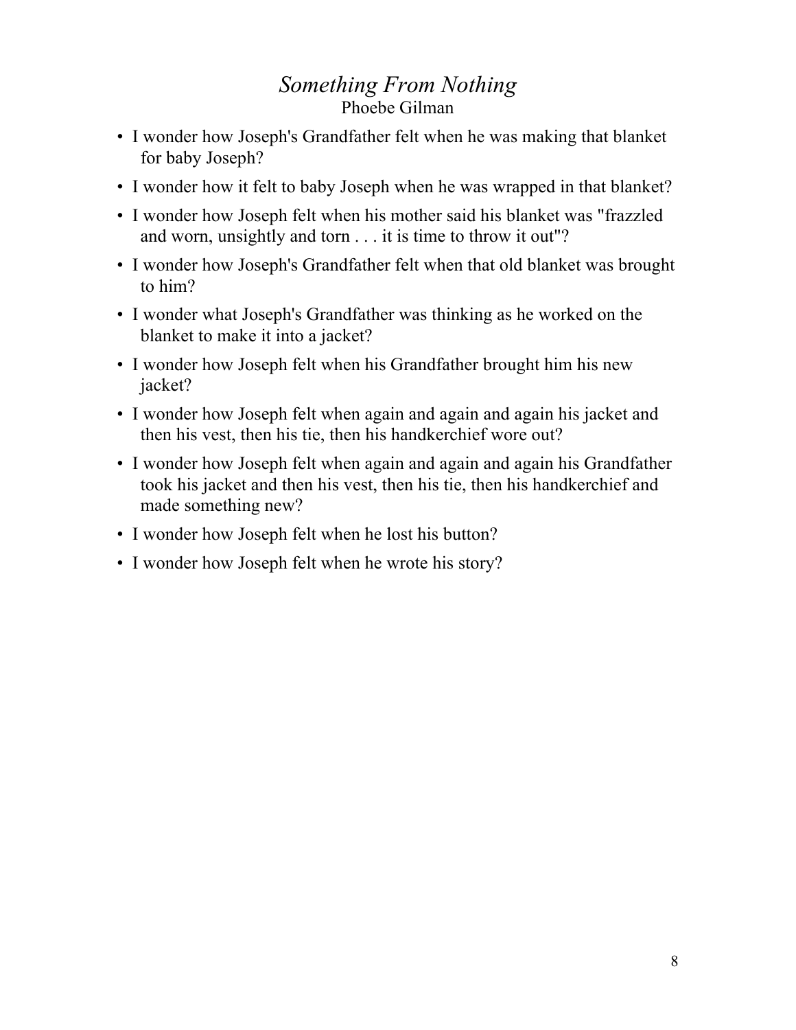# *Something From Nothing*

Phoebe Gilman

- I wonder how Joseph's Grandfather felt when he was making that blanket for baby Joseph?
- I wonder how it felt to baby Joseph when he was wrapped in that blanket?
- I wonder how Joseph felt when his mother said his blanket was "frazzled and worn, unsightly and torn . . . it is time to throw it out"?
- I wonder how Joseph's Grandfather felt when that old blanket was brought to him?
- I wonder what Joseph's Grandfather was thinking as he worked on the blanket to make it into a jacket?
- I wonder how Joseph felt when his Grandfather brought him his new jacket?
- I wonder how Joseph felt when again and again and again his jacket and then his vest, then his tie, then his handkerchief wore out?
- I wonder how Joseph felt when again and again and again his Grandfather took his jacket and then his vest, then his tie, then his handkerchief and made something new?
- I wonder how Joseph felt when he lost his button?
- I wonder how Joseph felt when he wrote his story?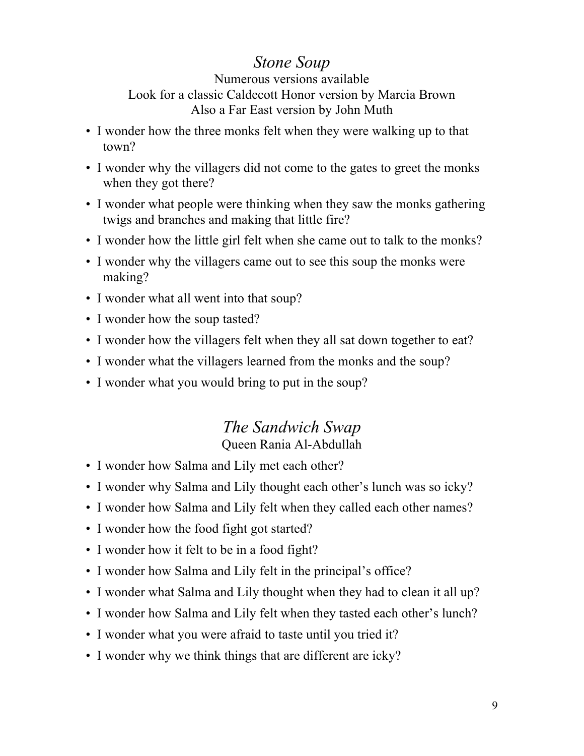## *Stone Soup*

Numerous versions available
Look for a classic Caldecott Honor version by Marcia Brown
Also a Far East version by John Muth

- I wonder how the three monks felt when they were walking up to that town?
- I wonder why the villagers did not come to the gates to greet the monks when they got there?
- I wonder what people were thinking when they saw the monks gathering twigs and branches and making that little fire?
- I wonder how the little girl felt when she came out to talk to the monks?
- I wonder why the villagers came out to see this soup the monks were making?
- I wonder what all went into that soup?
- I wonder how the soup tasted?
- I wonder how the villagers felt when they all sat down together to eat?
- I wonder what the villagers learned from the monks and the soup?
- I wonder what you would bring to put in the soup?

## *The Sandwich Swap*

Queen Rania Al-Abdullah

- I wonder how Salma and Lily met each other?
- I wonder why Salma and Lily thought each other's lunch was so icky?
- I wonder how Salma and Lily felt when they called each other names?
- I wonder how the food fight got started?
- I wonder how it felt to be in a food fight?
- I wonder how Salma and Lily felt in the principal's office?
- I wonder what Salma and Lily thought when they had to clean it all up?
- I wonder how Salma and Lily felt when they tasted each other's lunch?
- I wonder what you were afraid to taste until you tried it?
- I wonder why we think things that are different are icky?